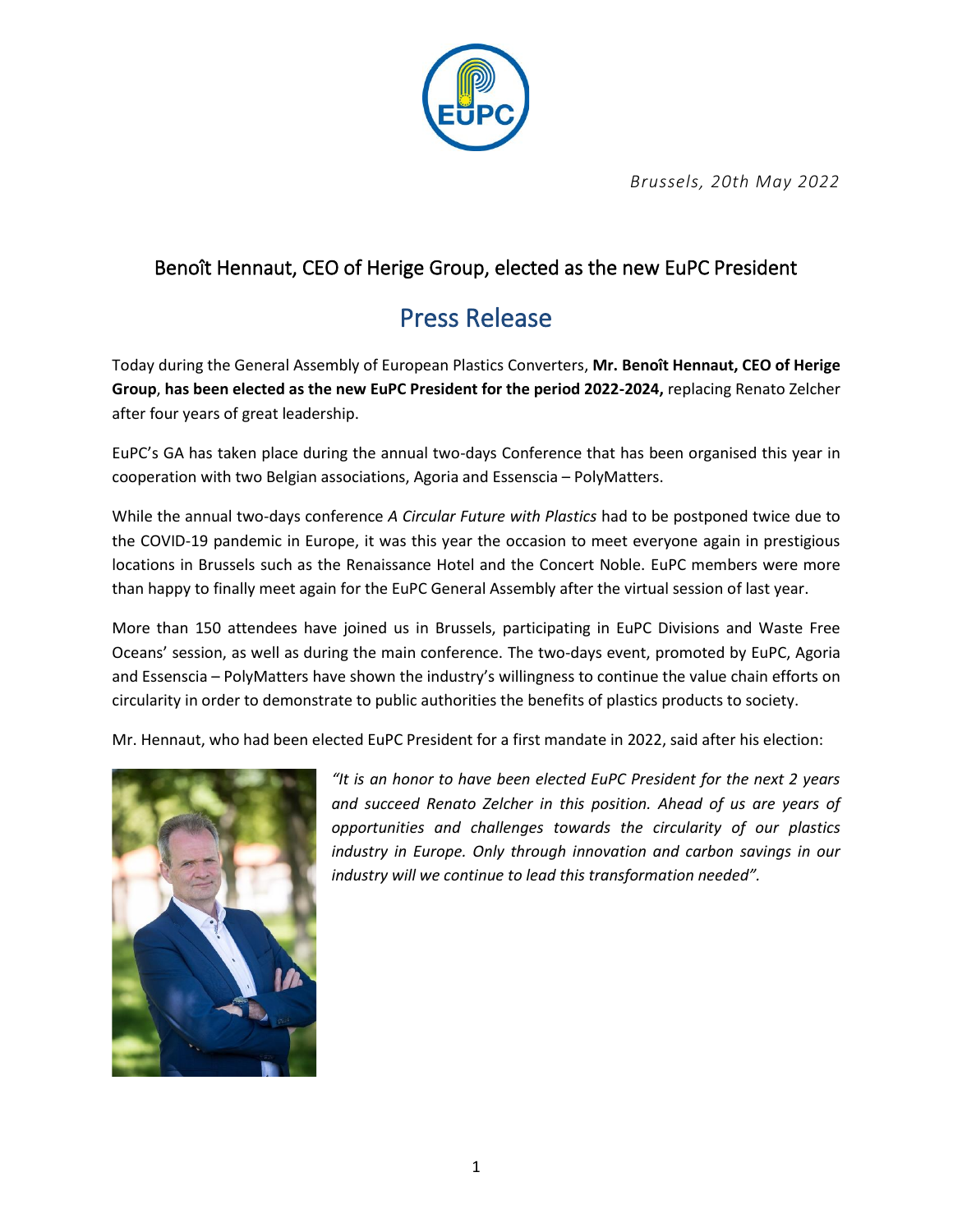*Brussels, 20th May 2022*

## Benoît Hennaut, CEO of Herige Group, elected as the new EuPC President

# Press Release

Today during the General Assembly of European Plastics Converters, **Mr. Benoît Hennaut, CEO of Herige Group**, **has been elected as the new EuPC President for the period 2022-2024,** replacing Renato Zelcher after four years of great leadership.

EuPC's GA has taken place during the annual two-days Conference that has been organised this year in cooperation with two Belgian associations, Agoria and Essenscia – PolyMatters.

While the annual two-days conference *A Circular Future with Plastics* had to be postponed twice due to the COVID-19 pandemic in Europe, it was this year the occasion to meet everyone again in prestigious locations in Brussels such as the Renaissance Hotel and the Concert Noble. EuPC members were more than happy to finally meet again for the EuPC General Assembly after the virtual session of last year.

More than 150 attendees have joined us in Brussels, participating in EuPC Divisions and Waste Free Oceans' session, as well as during the main conference. The two-days event, promoted by EuPC, Agoria and Essenscia – PolyMatters have shown the industry's willingness to continue the value chain efforts on circularity in order to demonstrate to public authorities the benefits of plastics products to society.

Mr. Hennaut, who had been elected EuPC President for a first mandate in 2022, said after his election:

*"It is an honor to have been elected EuPC President for the next 2 years and succeed Renato Zelcher in this position. Ahead of us are years of opportunities and challenges towards the circularity of our plastics industry in Europe. Only through innovation and carbon savings in our industry will we continue to lead this transformation needed".*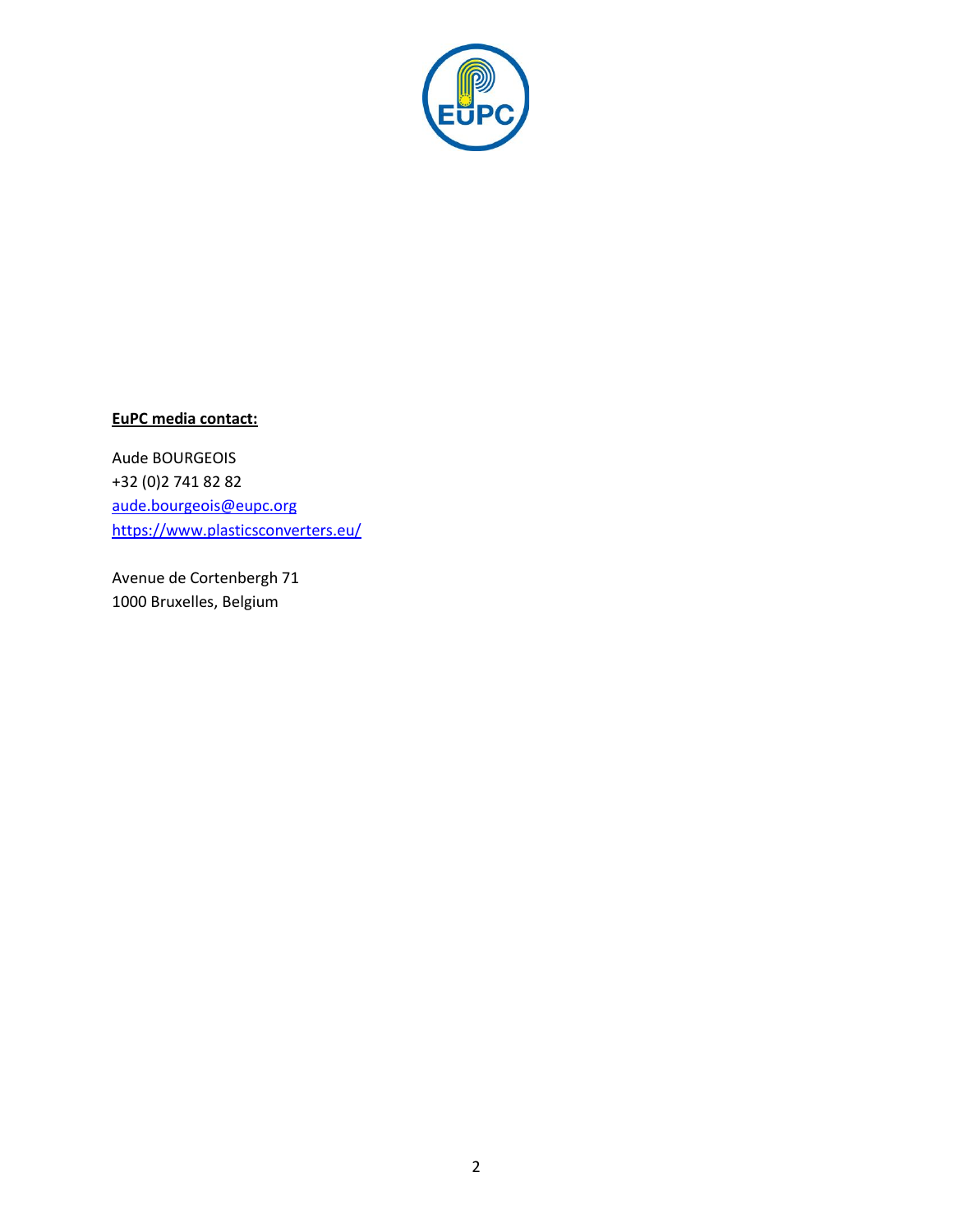**EuPC media contact:**

Aude BOURGEOIS
+32 (0)2 741 82 82
aude.bourgeois@eupc.org
https://www.plasticsconverters.eu/

Avenue de Cortenbergh 71
1000 Bruxelles, Belgium